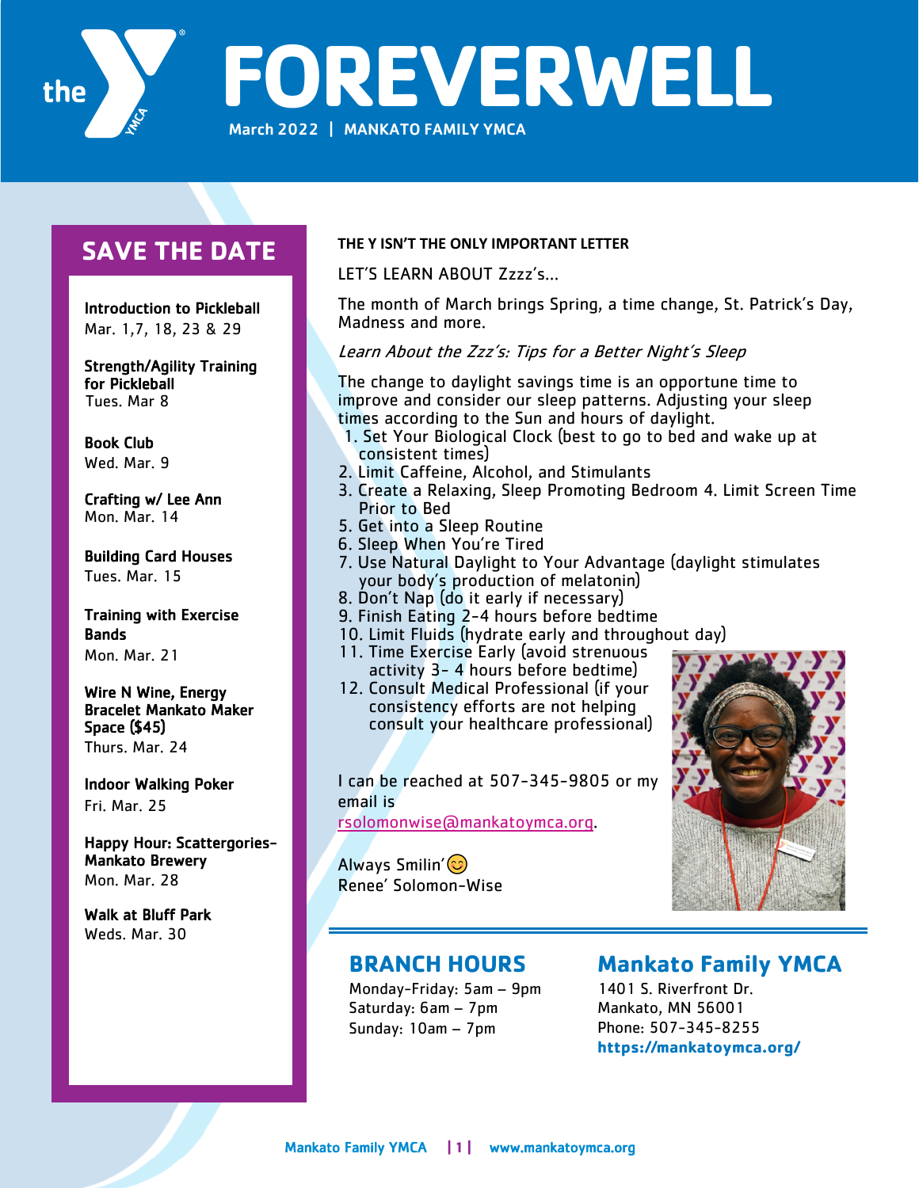# FOREVERWELL

March 2022 | MANKATO FAMILY YMCA

## SAVE THE DATE

**Introduction to Pickleball**
Mar. 1,7, 18, 23 & 29

**Strength/Agility Training for Pickleball**
Tues. Mar 8

**Book Club**
Wed. Mar. 9

**Crafting w/ Lee Ann**
Mon. Mar. 14

**Building Card Houses**
Tues. Mar. 15

**Training with Exercise Bands**
Mon. Mar. 21

**Wire N Wine, Energy Bracelet Mankato Maker Space ($45)**
Thurs. Mar. 24

**Indoor Walking Poker**
Fri. Mar. 25

**Happy Hour: Scattergories-Mankato Brewery**
Mon. Mar. 28

**Walk at Bluff Park**
Weds. Mar. 30

**THE Y ISN'T THE ONLY IMPORTANT LETTER**

LET'S LEARN ABOUT Zzzz's...

The month of March brings Spring, a time change, St. Patrick's Day, Madness and more.

*Learn About the Zzz's: Tips for a Better Night's Sleep*

The change to daylight savings time is an opportune time to improve and consider our sleep patterns. Adjusting your sleep times according to the Sun and hours of daylight.

1. Set Your Biological Clock (best to go to bed and wake up at consistent times)
2. Limit Caffeine, Alcohol, and Stimulants
3. Create a Relaxing, Sleep Promoting Bedroom 4. Limit Screen Time Prior to Bed
5. Get into a Sleep Routine
6. Sleep When You're Tired
7. Use Natural Daylight to Your Advantage (daylight stimulates your body's production of melatonin)
8. Don't Nap (do it early if necessary)
9. Finish Eating 2-4 hours before bedtime
10. Limit Fluids (hydrate early and throughout day)
11. Time Exercise Early (avoid strenuous activity 3- 4 hours before bedtime)
12. Consult Medical Professional (if your consistency efforts are not helping consult your healthcare professional)

I can be reached at 507-345-9805 or my email is rsolomonwise@mankatoymca.org.

Always Smilin'😊
Renee' Solomon-Wise

## BRANCH HOURS

Monday-Friday: 5am – 9pm
Saturday: 6am – 7pm
Sunday: 10am – 7pm

## Mankato Family YMCA

1401 S. Riverfront Dr.
Mankato, MN 56001
Phone: 507-345-8255
**https://mankatoymca.org/**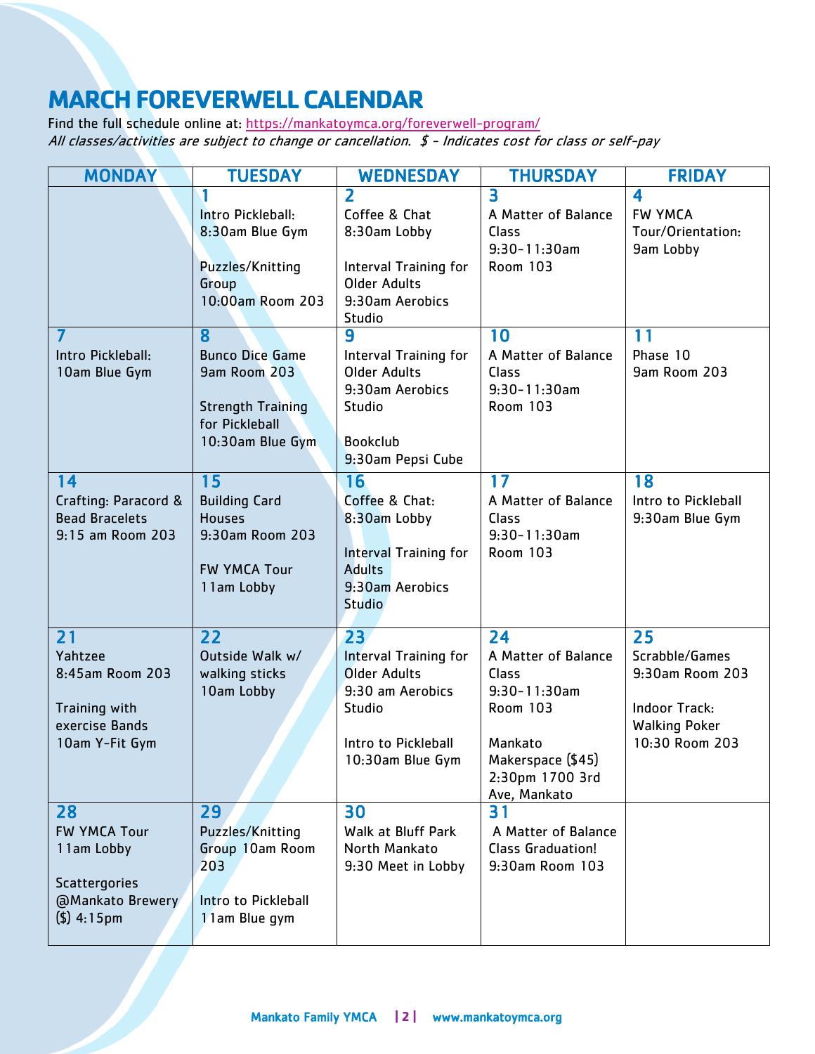# MARCH FOREVERWELL CALENDAR

Find the full schedule online at: https://mankatoymca.org/foreverwell-program/

*All classes/activities are subject to change or cancellation. $ - Indicates cost for class or self-pay*

| MONDAY | TUESDAY | WEDNESDAY | THURSDAY | FRIDAY |
|---|---|---|---|---|
| | **1**<br>Intro Pickleball: 8:30am Blue Gym<br><br>Puzzles/Knitting Group 10:00am Room 203 | **2**<br>Coffee & Chat 8:30am Lobby<br><br>Interval Training for Older Adults 9:30am Aerobics Studio | **3**<br>A Matter of Balance Class 9:30-11:30am Room 103 | **4**<br>FW YMCA Tour/Orientation: 9am Lobby |
| **7**<br>Intro Pickleball: 10am Blue Gym | **8**<br>Bunco Dice Game 9am Room 203<br><br>Strength Training for Pickleball 10:30am Blue Gym | **9**<br>Interval Training for Older Adults 9:30am Aerobics Studio<br><br>Bookclub 9:30am Pepsi Cube | **10**<br>A Matter of Balance Class 9:30-11:30am Room 103 | **11**<br>Phase 10 9am Room 203 |
| **14**<br>Crafting: Paracord & Bead Bracelets 9:15 am Room 203 | **15**<br>Building Card Houses 9:30am Room 203<br><br>FW YMCA Tour 11am Lobby | **16**<br>Coffee & Chat: 8:30am Lobby<br><br>Interval Training for Adults 9:30am Aerobics Studio | **17**<br>A Matter of Balance Class 9:30-11:30am Room 103 | **18**<br>Intro to Pickleball 9:30am Blue Gym |
| **21**<br>Yahtzee 8:45am Room 203<br><br>Training with exercise Bands 10am Y-Fit Gym | **22**<br>Outside Walk w/ walking sticks 10am Lobby | **23**<br>Interval Training for Older Adults 9:30 am Aerobics Studio<br><br>Intro to Pickleball 10:30am Blue Gym | **24**<br>A Matter of Balance Class 9:30-11:30am Room 103<br><br>Mankato Makerspace ($45) 2:30pm 1700 3rd Ave, Mankato | **25**<br>Scrabble/Games 9:30am Room 203<br><br>Indoor Track: Walking Poker 10:30 Room 203 |
| **28**<br>FW YMCA Tour 11am Lobby<br><br>Scattergories @Mankato Brewery ($) 4:15pm | **29**<br>Puzzles/Knitting Group 10am Room 203<br><br>Intro to Pickleball 11am Blue gym | **30**<br>Walk at Bluff Park North Mankato 9:30 Meet in Lobby | **31**<br>A Matter of Balance Class Graduation! 9:30am Room 103 | |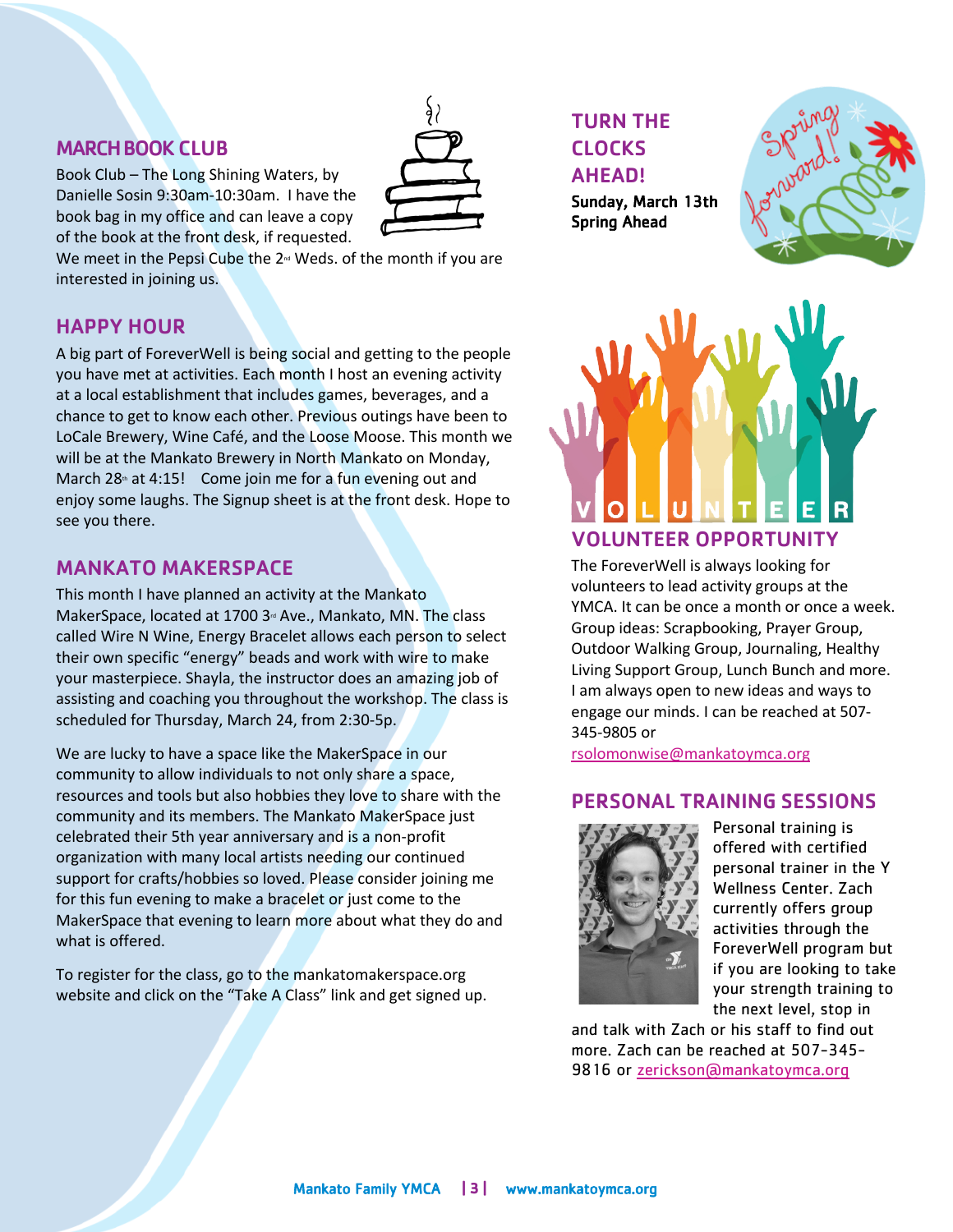## MARCH BOOK CLUB

Book Club – The Long Shining Waters, by Danielle Sosin 9:30am-10:30am. I have the book bag in my office and can leave a copy of the book at the front desk, if requested. We meet in the Pepsi Cube the 2nd Weds. of the month if you are interested in joining us.

## HAPPY HOUR

A big part of ForeverWell is being social and getting to the people you have met at activities. Each month I host an evening activity at a local establishment that includes games, beverages, and a chance to get to know each other. Previous outings have been to LoCale Brewery, Wine Café, and the Loose Moose. This month we will be at the Mankato Brewery in North Mankato on Monday, March 28th at 4:15! Come join me for a fun evening out and enjoy some laughs. The Signup sheet is at the front desk. Hope to see you there.

## MANKATO MAKERSPACE

This month I have planned an activity at the Mankato MakerSpace, located at 1700 3rd Ave., Mankato, MN. The class called Wire N Wine, Energy Bracelet allows each person to select their own specific "energy" beads and work with wire to make your masterpiece. Shayla, the instructor does an amazing job of assisting and coaching you throughout the workshop. The class is scheduled for Thursday, March 24, from 2:30-5p.

We are lucky to have a space like the MakerSpace in our community to allow individuals to not only share a space, resources and tools but also hobbies they love to share with the community and its members. The Mankato MakerSpace just celebrated their 5th year anniversary and is a non-profit organization with many local artists needing our continued support for crafts/hobbies so loved. Please consider joining me for this fun evening to make a bracelet or just come to the MakerSpace that evening to learn more about what they do and what is offered.

To register for the class, go to the mankatomakerspace.org website and click on the "Take A Class" link and get signed up.

## TURN THE CLOCKS AHEAD!

**Sunday, March 13th Spring Ahead**

## VOLUNTEER OPPORTUNITY

The ForeverWell is always looking for volunteers to lead activity groups at the YMCA. It can be once a month or once a week. Group ideas: Scrapbooking, Prayer Group, Outdoor Walking Group, Journaling, Healthy Living Support Group, Lunch Bunch and more. I am always open to new ideas and ways to engage our minds. I can be reached at 507-345-9805 or rsolomonwise@mankatoymca.org

## PERSONAL TRAINING SESSIONS

Personal training is offered with certified personal trainer in the Y Wellness Center. Zach currently offers group activities through the ForeverWell program but if you are looking to take your strength training to the next level, stop in and talk with Zach or his staff to find out more. Zach can be reached at 507-345-9816 or zerickson@mankatoymca.org